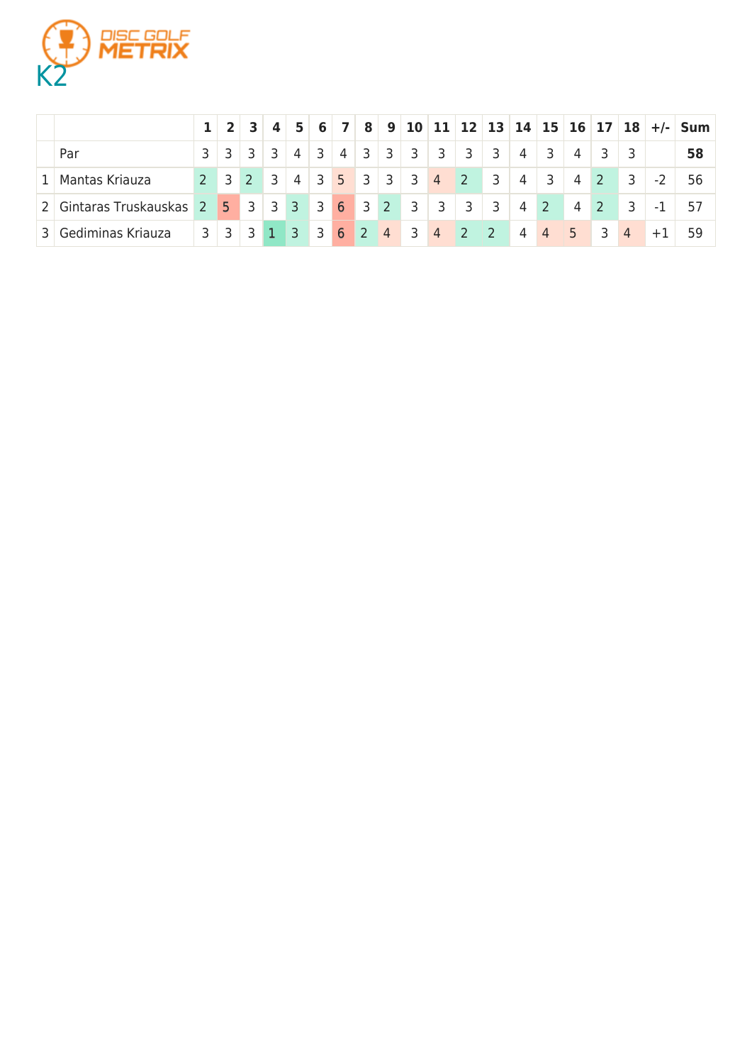DISC GOLF METRIX

# K2

| | | 1 | 2 | 3 | 4 | 5 | 6 | 7 | 8 | 9 | 10 | 11 | 12 | 13 | 14 | 15 | 16 | 17 | 18 | +/- | Sum |
|---|---|---|---|---|---|---|---|---|---|---|---|---|---|---|---|---|---|---|---|---|---|
| | Par | 3 | 3 | 3 | 3 | 4 | 3 | 4 | 3 | 3 | 3 | 3 | 3 | 3 | 4 | 3 | 4 | 3 | 3 | | **58** |
| 1 | Mantas Kriauza | 2 | 3 | 2 | 3 | 4 | 3 | 5 | 3 | 3 | 3 | 4 | 2 | 3 | 4 | 3 | 4 | 2 | 3 | -2 | 56 |
| 2 | Gintaras Truskauskas | 2 | 5 | 3 | 3 | 3 | 3 | 6 | 3 | 2 | 3 | 3 | 3 | 3 | 4 | 2 | 4 | 2 | 3 | -1 | 57 |
| 3 | Gediminas Kriauza | 3 | 3 | 3 | 1 | 3 | 3 | 6 | 2 | 4 | 3 | 4 | 2 | 2 | 4 | 4 | 5 | 3 | 4 | +1 | 59 |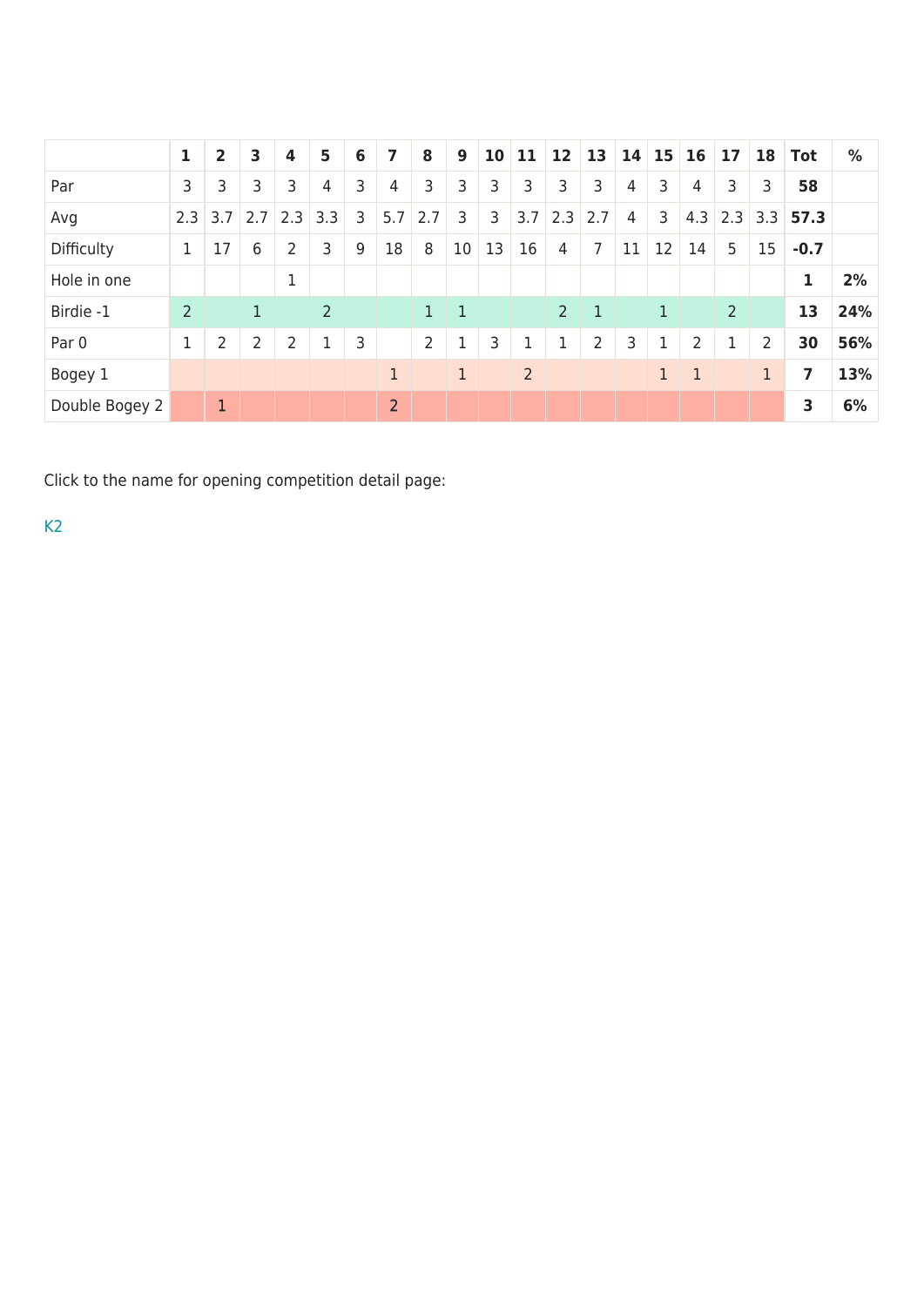| | 1 | 2 | 3 | 4 | 5 | 6 | 7 | 8 | 9 | 10 | 11 | 12 | 13 | 14 | 15 | 16 | 17 | 18 | Tot | % |
|---|---|---|---|---|---|---|---|---|---|---|---|---|---|---|---|---|---|---|---|---|
| Par | 3 | 3 | 3 | 3 | 4 | 3 | 4 | 3 | 3 | 3 | 3 | 3 | 3 | 4 | 3 | 4 | 3 | 3 | **58** | |
| Avg | 2.3 | 3.7 | 2.7 | 2.3 | 3.3 | 3 | 5.7 | 2.7 | 3 | 3 | 3.7 | 2.3 | 2.7 | 4 | 3 | 4.3 | 2.3 | 3.3 | **57.3** | |
| Difficulty | 1 | 17 | 6 | 2 | 3 | 9 | 18 | 8 | 10 | 13 | 16 | 4 | 7 | 11 | 12 | 14 | 5 | 15 | **-0.7** | |
| Hole in one | | | | 1 | | | | | | | | | | | | | | | **1** | **2%** |
| Birdie -1 | 2 | | 1 | | 2 | | | 1 | 1 | | | 2 | 1 | | 1 | | 2 | | **13** | **24%** |
| Par 0 | 1 | 2 | 2 | 2 | 1 | 3 | | 2 | 1 | 3 | 1 | 1 | 2 | 3 | 1 | 2 | 1 | 2 | **30** | **56%** |
| Bogey 1 | | | | | | | 1 | | 1 | | 2 | | | | 1 | 1 | | 1 | **7** | **13%** |
| Double Bogey 2 | | 1 | | | | | 2 | | | | | | | | | | | | **3** | **6%** |

Click to the name for opening competition detail page:

K2